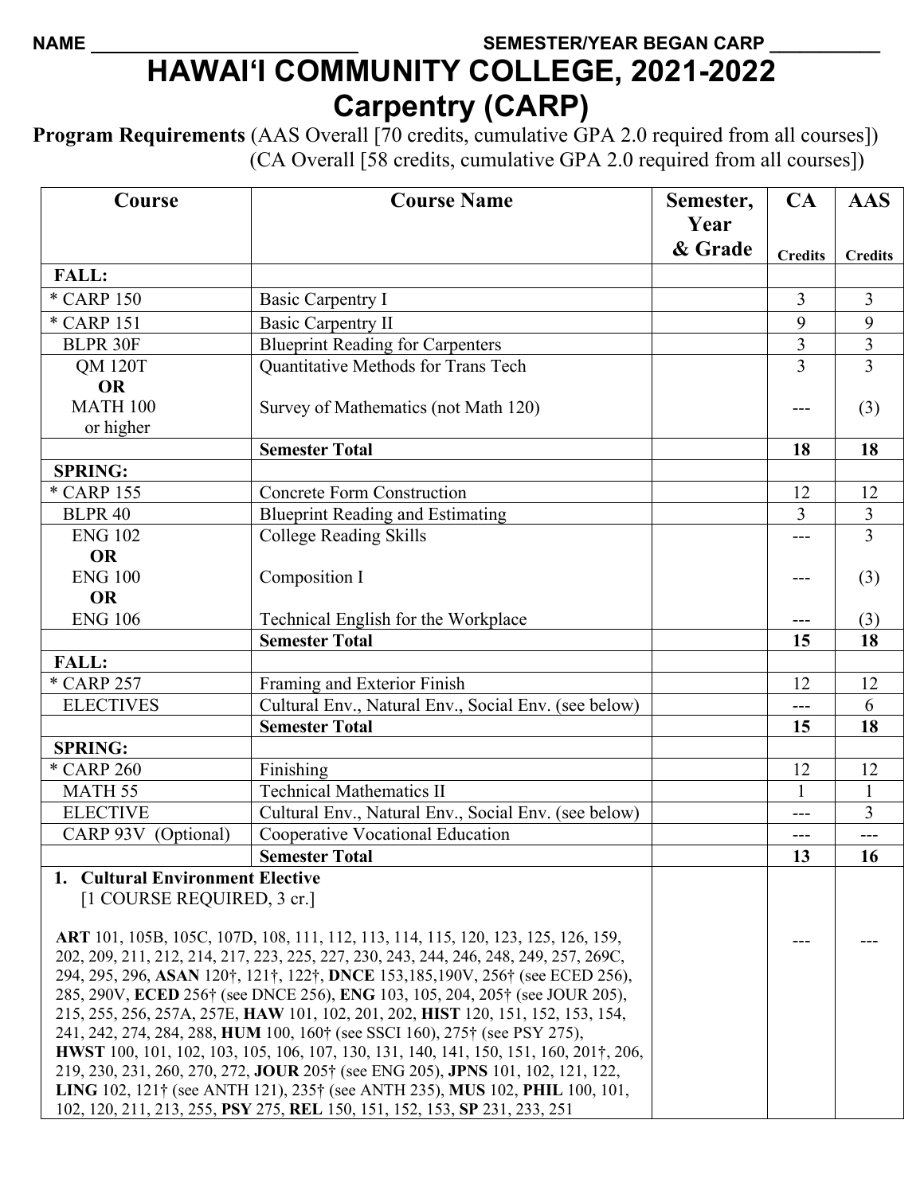NAME ________________________ SEMESTER/YEAR BEGAN CARP __________

# HAWAI'I COMMUNITY COLLEGE, 2021-2022
# Carpentry (CARP)

**Program Requirements** (AAS Overall [70 credits, cumulative GPA 2.0 required from all courses])
(CA Overall [58 credits, cumulative GPA 2.0 required from all courses])

| Course | Course Name | Semester, Year & Grade | CA Credits | AAS Credits |
|---|---|---|---|---|
| **FALL:** | | | | |
| * CARP 150 | Basic Carpentry I | | 3 | 3 |
| * CARP 151 | Basic Carpentry II | | 9 | 9 |
| BLPR 30F | Blueprint Reading for Carpenters | | 3 | 3 |
| QM 120T **OR** MATH 100 or higher | Quantitative Methods for Trans Tech / Survey of Mathematics (not Math 120) | | 3 / --- | 3 / (3) |
| | **Semester Total** | | **18** | **18** |
| **SPRING:** | | | | |
| * CARP 155 | Concrete Form Construction | | 12 | 12 |
| BLPR 40 | Blueprint Reading and Estimating | | 3 | 3 |
| ENG 102 **OR** ENG 100 **OR** ENG 106 | College Reading Skills / Composition I / Technical English for the Workplace | | --- / --- / --- | 3 / (3) / (3) |
| | **Semester Total** | | **15** | **18** |
| **FALL:** | | | | |
| * CARP 257 | Framing and Exterior Finish | | 12 | 12 |
| ELECTIVES | Cultural Env., Natural Env., Social Env. (see below) | | --- | 6 |
| | **Semester Total** | | **15** | **18** |
| **SPRING:** | | | | |
| * CARP 260 | Finishing | | 12 | 12 |
| MATH 55 | Technical Mathematics II | | 1 | 1 |
| ELECTIVE | Cultural Env., Natural Env., Social Env. (see below) | | --- | 3 |
| CARP 93V (Optional) | Cooperative Vocational Education | | --- | --- |
| | **Semester Total** | | **13** | **16** |
| **1. Cultural Environment Elective** [1 COURSE REQUIRED, 3 cr.] **ART** 101, 105B, 105C, 107D, 108, 111, 112, 113, 114, 115, 120, 123, 125, 126, 159, 202, 209, 211, 212, 214, 217, 223, 225, 227, 230, 243, 244, 246, 248, 249, 257, 269C, 294, 295, 296, **ASAN** 120†, 121†, 122†, **DNCE** 153,185,190V, 256† (see ECED 256), 285, 290V, **ECED** 256† (see DNCE 256), **ENG** 103, 105, 204, 205† (see JOUR 205), 215, 255, 256, 257A, 257E, **HAW** 101, 102, 201, 202, **HIST** 120, 151, 152, 153, 154, 241, 242, 274, 284, 288, **HUM** 100, 160† (see SSCI 160), 275† (see PSY 275), **HWST** 100, 101, 102, 103, 105, 106, 107, 130, 131, 140, 141, 150, 151, 160, 201†, 206, 219, 230, 231, 260, 270, 272, **JOUR** 205† (see ENG 205), **JPNS** 101, 102, 121, 122, **LING** 102, 121† (see ANTH 121), 235† (see ANTH 235), **MUS** 102, **PHIL** 100, 101, 102, 120, 211, 213, 255, **PSY** 275, **REL** 150, 151, 152, 153, **SP** 231, 233, 251 | | | --- | --- |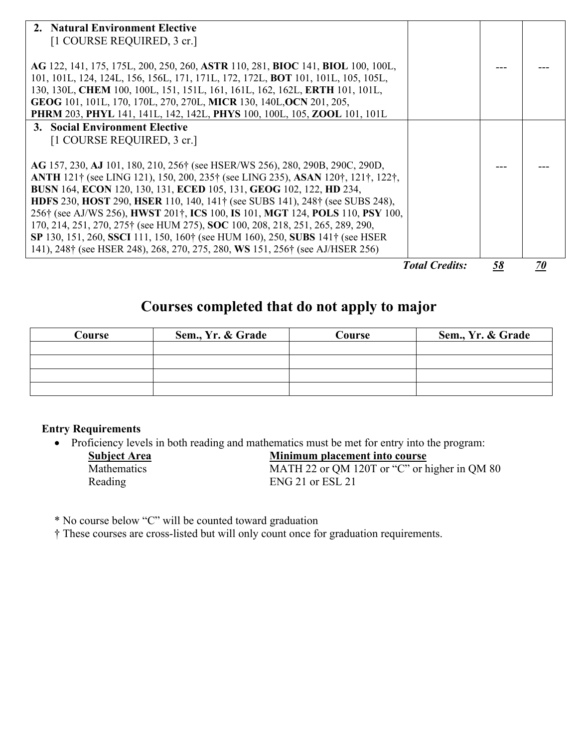| | | | |
|---|---|---|---|
| **2. Natural Environment Elective**<br>[1 COURSE REQUIRED, 3 cr.]<br><br>**AG** 122, 141, 175, 175L, 200, 250, 260, **ASTR** 110, 281, **BIOC** 141, **BIOL** 100, 100L, 101, 101L, 124, 124L, 156, 156L, 171, 171L, 172, 172L, **BOT** 101, 101L, 105, 105L, 130, 130L, **CHEM** 100, 100L, 151, 151L, 161, 161L, 162, 162L, **ERTH** 101, 101L, **GEOG** 101, 101L, 170, 170L, 270, 270L, **MICR** 130, 140L,**OCN** 201, 205, **PHRM** 203, **PHYL** 141, 141L, 142, 142L, **PHYS** 100, 100L, 105, **ZOOL** 101, 101L | | --- | --- |
| **3. Social Environment Elective**<br>[1 COURSE REQUIRED, 3 cr.]<br><br>**AG** 157, 230, **AJ** 101, 180, 210, 256† (see HSER/WS 256), 280, 290B, 290C, 290D, **ANTH** 121† (see LING 121), 150, 200, 235† (see LING 235), **ASAN** 120†, 121†, 122†, **BUSN** 164, **ECON** 120, 130, 131, **ECED** 105, 131, **GEOG** 102, 122, **HD** 234, **HDFS** 230, **HOST** 290, **HSER** 110, 140, 141† (see SUBS 141), 248† (see SUBS 248), 256† (see AJ/WS 256), **HWST** 201†, **ICS** 100, **IS** 101, **MGT** 124, **POLS** 110, **PSY** 100, 170, 214, 251, 270, 275† (see HUM 275), **SOC** 100, 208, 218, 251, 265, 289, 290, **SP** 130, 151, 260, **SSCI** 111, 150, 160† (see HUM 160), 250, **SUBS** 141† (see HSER 141), 248† (see HSER 248), 268, 270, 275, 280, **WS** 151, 256† (see AJ/HSER 256) | | --- | --- |
| | ***Total Credits:*** | ***58*** | ***70*** |

# Courses completed that do not apply to major

| Course | Sem., Yr. & Grade | Course | Sem., Yr. & Grade |
|---|---|---|---|
| | | | |
| | | | |
| | | | |
| | | | |

**Entry Requirements**

- Proficiency levels in both reading and mathematics must be met for entry into the program:

| Subject Area | Minimum placement into course |
|---|---|
| Mathematics | MATH 22 or QM 120T or "C" or higher in QM 80 |
| Reading | ENG 21 or ESL 21 |

* No course below "C" will be counted toward graduation

† These courses are cross-listed but will only count once for graduation requirements.